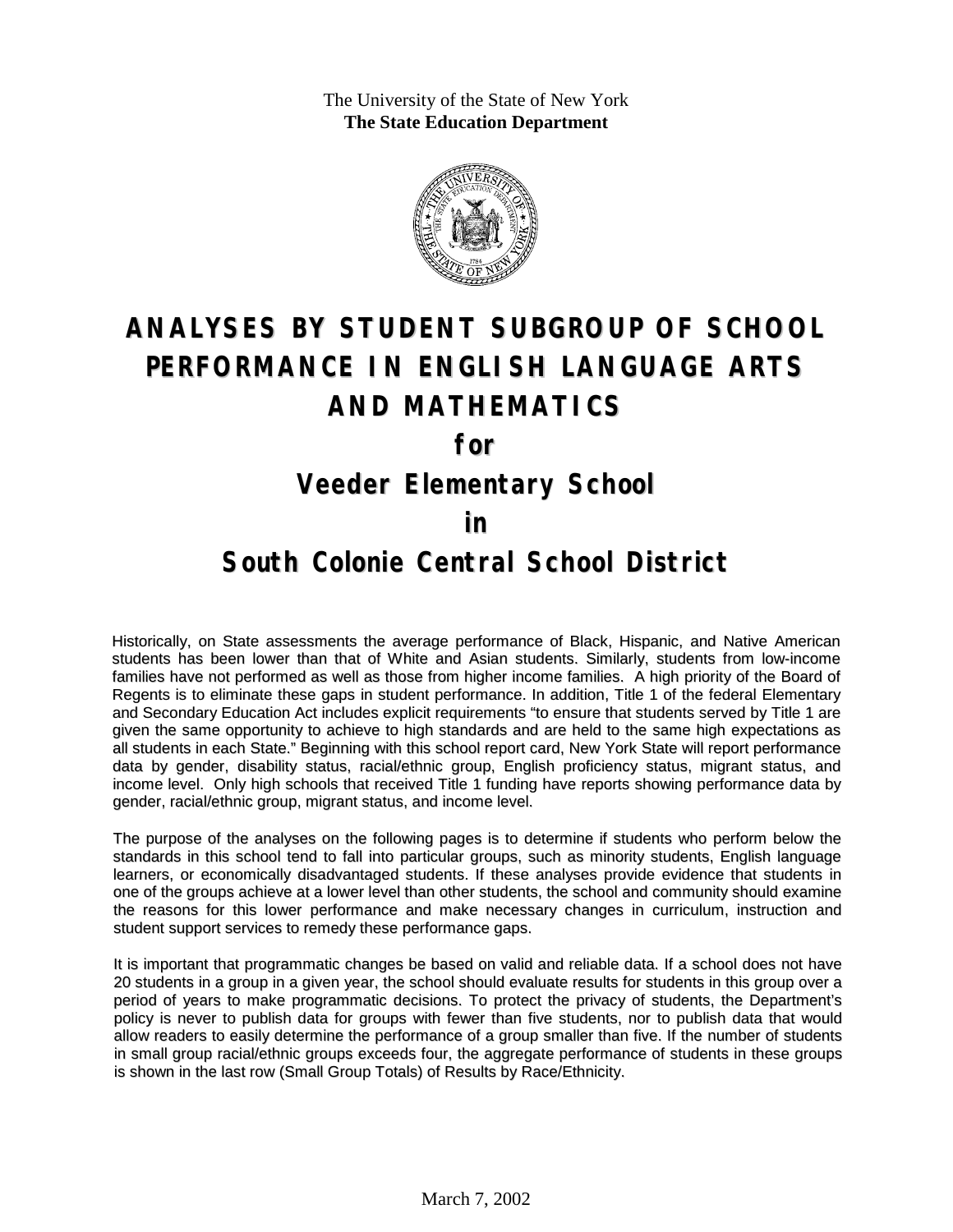The University of the State of New York
**The State Education Department**

# ANALYSES BY STUDENT SUBGROUP OF SCHOOL PERFORMANCE IN ENGLISH LANGUAGE ARTS AND MATHEMATICS

## for

## Veeder Elementary School

## in

## South Colonie Central School District

Historically, on State assessments the average performance of Black, Hispanic, and Native American students has been lower than that of White and Asian students. Similarly, students from low-income families have not performed as well as those from higher income families. A high priority of the Board of Regents is to eliminate these gaps in student performance. In addition, Title 1 of the federal Elementary and Secondary Education Act includes explicit requirements "to ensure that students served by Title 1 are given the same opportunity to achieve to high standards and are held to the same high expectations as all students in each State." Beginning with this school report card, New York State will report performance data by gender, disability status, racial/ethnic group, English proficiency status, migrant status, and income level. Only high schools that received Title 1 funding have reports showing performance data by gender, racial/ethnic group, migrant status, and income level.

The purpose of the analyses on the following pages is to determine if students who perform below the standards in this school tend to fall into particular groups, such as minority students, English language learners, or economically disadvantaged students. If these analyses provide evidence that students in one of the groups achieve at a lower level than other students, the school and community should examine the reasons for this lower performance and make necessary changes in curriculum, instruction and student support services to remedy these performance gaps.

It is important that programmatic changes be based on valid and reliable data. If a school does not have 20 students in a group in a given year, the school should evaluate results for students in this group over a period of years to make programmatic decisions. To protect the privacy of students, the Department's policy is never to publish data for groups with fewer than five students, nor to publish data that would allow readers to easily determine the performance of a group smaller than five. If the number of students in small group racial/ethnic groups exceeds four, the aggregate performance of students in these groups is shown in the last row (Small Group Totals) of Results by Race/Ethnicity.

March 7, 2002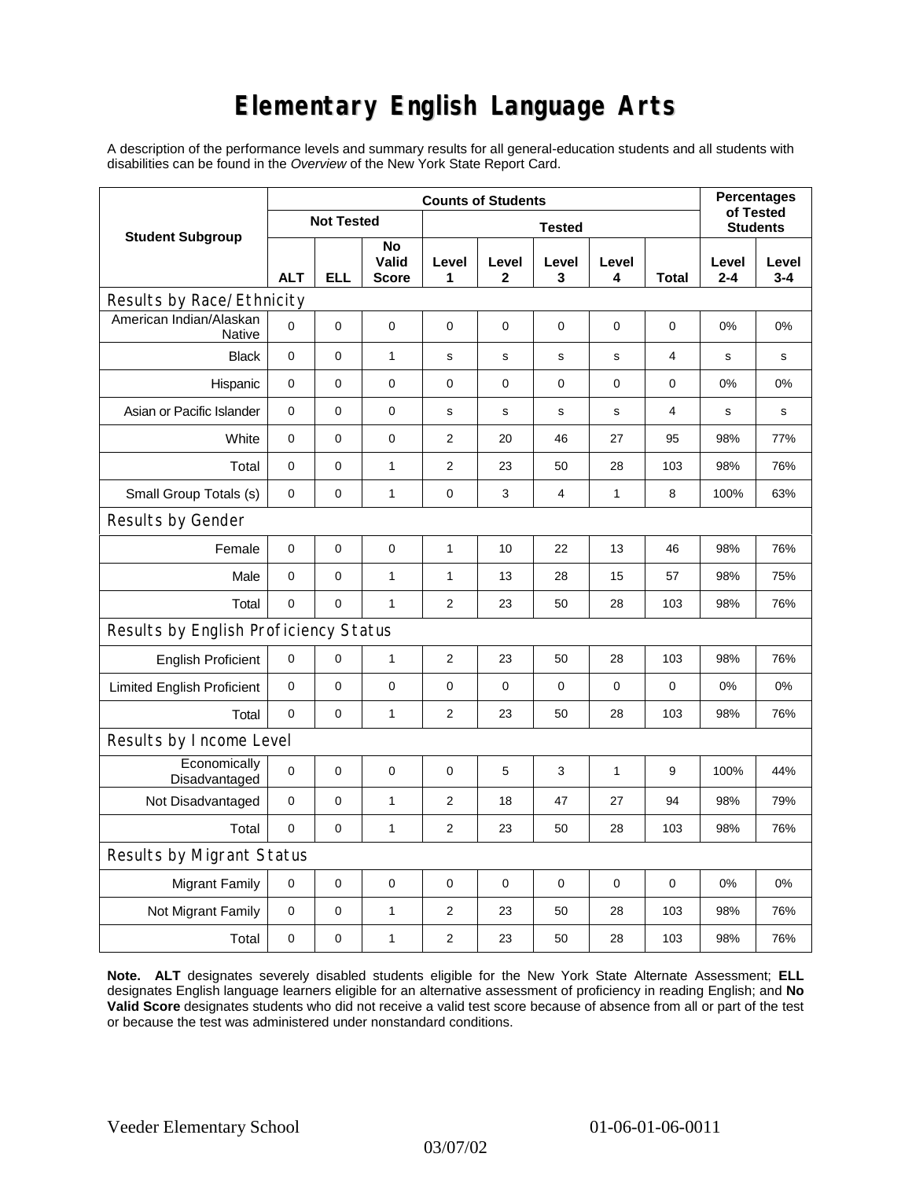# Elementary English Language Arts

A description of the performance levels and summary results for all general-education students and all students with disabilities can be found in the *Overview* of the New York State Report Card.

| Student Subgroup | Counts of Students | | | | | | | | Percentages of Tested Students | |
|---|---|---|---|---|---|---|---|---|---|---|
| | Not Tested | | | Tested | | | | | | |
| | ALT | ELL | No Valid Score | Level 1 | Level 2 | Level 3 | Level 4 | Total | Level 2-4 | Level 3-4 |
| **Results by Race/Ethnicity** | | | | | | | | | | |
| American Indian/Alaskan Native | 0 | 0 | 0 | 0 | 0 | 0 | 0 | 0 | 0% | 0% |
| Black | 0 | 0 | 1 | s | s | s | s | 4 | s | s |
| Hispanic | 0 | 0 | 0 | 0 | 0 | 0 | 0 | 0 | 0% | 0% |
| Asian or Pacific Islander | 0 | 0 | 0 | s | s | s | s | 4 | s | s |
| White | 0 | 0 | 0 | 2 | 20 | 46 | 27 | 95 | 98% | 77% |
| Total | 0 | 0 | 1 | 2 | 23 | 50 | 28 | 103 | 98% | 76% |
| Small Group Totals (s) | 0 | 0 | 1 | 0 | 3 | 4 | 1 | 8 | 100% | 63% |
| **Results by Gender** | | | | | | | | | | |
| Female | 0 | 0 | 0 | 1 | 10 | 22 | 13 | 46 | 98% | 76% |
| Male | 0 | 0 | 1 | 1 | 13 | 28 | 15 | 57 | 98% | 75% |
| Total | 0 | 0 | 1 | 2 | 23 | 50 | 28 | 103 | 98% | 76% |
| **Results by English Proficiency Status** | | | | | | | | | | |
| English Proficient | 0 | 0 | 1 | 2 | 23 | 50 | 28 | 103 | 98% | 76% |
| Limited English Proficient | 0 | 0 | 0 | 0 | 0 | 0 | 0 | 0 | 0% | 0% |
| Total | 0 | 0 | 1 | 2 | 23 | 50 | 28 | 103 | 98% | 76% |
| **Results by Income Level** | | | | | | | | | | |
| Economically Disadvantaged | 0 | 0 | 0 | 0 | 5 | 3 | 1 | 9 | 100% | 44% |
| Not Disadvantaged | 0 | 0 | 1 | 2 | 18 | 47 | 27 | 94 | 98% | 79% |
| Total | 0 | 0 | 1 | 2 | 23 | 50 | 28 | 103 | 98% | 76% |
| **Results by Migrant Status** | | | | | | | | | | |
| Migrant Family | 0 | 0 | 0 | 0 | 0 | 0 | 0 | 0 | 0% | 0% |
| Not Migrant Family | 0 | 0 | 1 | 2 | 23 | 50 | 28 | 103 | 98% | 76% |
| Total | 0 | 0 | 1 | 2 | 23 | 50 | 28 | 103 | 98% | 76% |

**Note. ALT** designates severely disabled students eligible for the New York State Alternate Assessment; **ELL** designates English language learners eligible for an alternative assessment of proficiency in reading English; and **No Valid Score** designates students who did not receive a valid test score because of absence from all or part of the test or because the test was administered under nonstandard conditions.

Veeder Elementary School 01-06-01-06-0011

03/07/02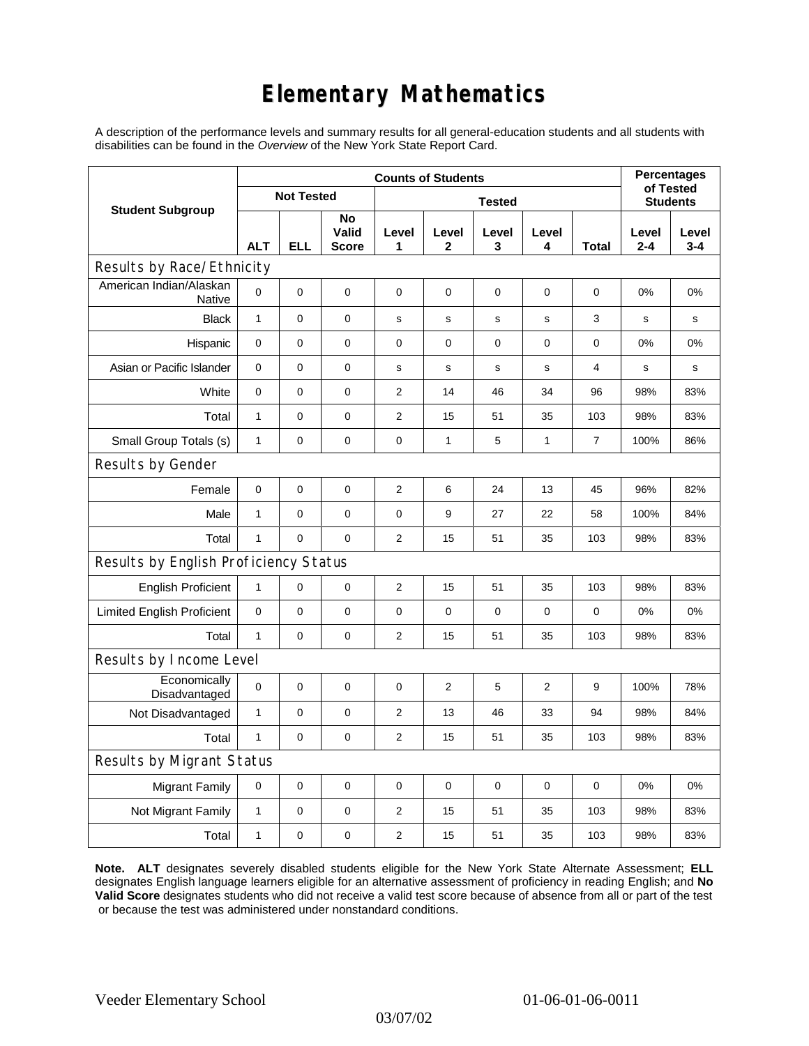# Elementary Mathematics

A description of the performance levels and summary results for all general-education students and all students with disabilities can be found in the *Overview* of the New York State Report Card.

| Student Subgroup | Counts of Students | | | | | | | | Percentages of Tested Students | |
|---|---|---|---|---|---|---|---|---|---|---|
| | Not Tested | | | Tested | | | | | | |
| | ALT | ELL | No Valid Score | Level 1 | Level 2 | Level 3 | Level 4 | Total | Level 2-4 | Level 3-4 |
| **Results by Race/Ethnicity** | | | | | | | | | | |
| American Indian/Alaskan Native | 0 | 0 | 0 | 0 | 0 | 0 | 0 | 0 | 0% | 0% |
| Black | 1 | 0 | 0 | s | s | s | s | 3 | s | s |
| Hispanic | 0 | 0 | 0 | 0 | 0 | 0 | 0 | 0 | 0% | 0% |
| Asian or Pacific Islander | 0 | 0 | 0 | s | s | s | s | 4 | s | s |
| White | 0 | 0 | 0 | 2 | 14 | 46 | 34 | 96 | 98% | 83% |
| Total | 1 | 0 | 0 | 2 | 15 | 51 | 35 | 103 | 98% | 83% |
| Small Group Totals (s) | 1 | 0 | 0 | 0 | 1 | 5 | 1 | 7 | 100% | 86% |
| **Results by Gender** | | | | | | | | | | |
| Female | 0 | 0 | 0 | 2 | 6 | 24 | 13 | 45 | 96% | 82% |
| Male | 1 | 0 | 0 | 0 | 9 | 27 | 22 | 58 | 100% | 84% |
| Total | 1 | 0 | 0 | 2 | 15 | 51 | 35 | 103 | 98% | 83% |
| **Results by English Proficiency Status** | | | | | | | | | | |
| English Proficient | 1 | 0 | 0 | 2 | 15 | 51 | 35 | 103 | 98% | 83% |
| Limited English Proficient | 0 | 0 | 0 | 0 | 0 | 0 | 0 | 0 | 0% | 0% |
| Total | 1 | 0 | 0 | 2 | 15 | 51 | 35 | 103 | 98% | 83% |
| **Results by Income Level** | | | | | | | | | | |
| Economically Disadvantaged | 0 | 0 | 0 | 0 | 2 | 5 | 2 | 9 | 100% | 78% |
| Not Disadvantaged | 1 | 0 | 0 | 2 | 13 | 46 | 33 | 94 | 98% | 84% |
| Total | 1 | 0 | 0 | 2 | 15 | 51 | 35 | 103 | 98% | 83% |
| **Results by Migrant Status** | | | | | | | | | | |
| Migrant Family | 0 | 0 | 0 | 0 | 0 | 0 | 0 | 0 | 0% | 0% |
| Not Migrant Family | 1 | 0 | 0 | 2 | 15 | 51 | 35 | 103 | 98% | 83% |
| Total | 1 | 0 | 0 | 2 | 15 | 51 | 35 | 103 | 98% | 83% |

**Note. ALT** designates severely disabled students eligible for the New York State Alternate Assessment; **ELL** designates English language learners eligible for an alternative assessment of proficiency in reading English; and **No Valid Score** designates students who did not receive a valid test score because of absence from all or part of the test or because the test was administered under nonstandard conditions.

Veeder Elementary School 01-06-01-06-0011

03/07/02